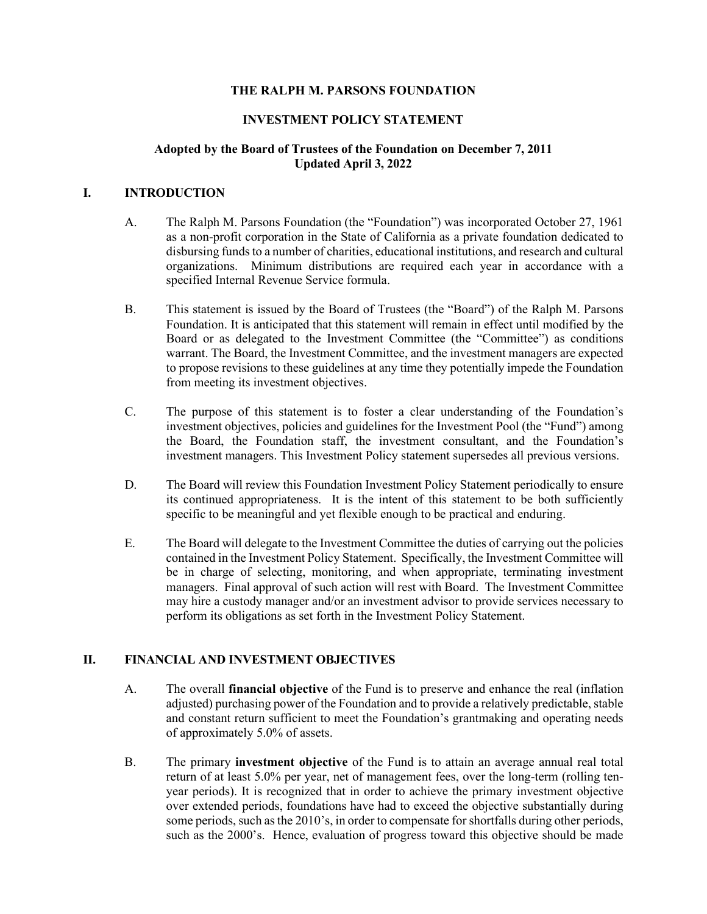# THE RALPH M. PARSONS FOUNDATION

## INVESTMENT POLICY STATEMENT

**Adopted by the Board of Trustees of the Foundation on December 7, 2011**
**Updated April 3, 2022**

## I. INTRODUCTION

A. The Ralph M. Parsons Foundation (the "Foundation") was incorporated October 27, 1961 as a non-profit corporation in the State of California as a private foundation dedicated to disbursing funds to a number of charities, educational institutions, and research and cultural organizations. Minimum distributions are required each year in accordance with a specified Internal Revenue Service formula.

B. This statement is issued by the Board of Trustees (the "Board") of the Ralph M. Parsons Foundation. It is anticipated that this statement will remain in effect until modified by the Board or as delegated to the Investment Committee (the "Committee") as conditions warrant. The Board, the Investment Committee, and the investment managers are expected to propose revisions to these guidelines at any time they potentially impede the Foundation from meeting its investment objectives.

C. The purpose of this statement is to foster a clear understanding of the Foundation's investment objectives, policies and guidelines for the Investment Pool (the "Fund") among the Board, the Foundation staff, the investment consultant, and the Foundation's investment managers. This Investment Policy statement supersedes all previous versions.

D. The Board will review this Foundation Investment Policy Statement periodically to ensure its continued appropriateness. It is the intent of this statement to be both sufficiently specific to be meaningful and yet flexible enough to be practical and enduring.

E. The Board will delegate to the Investment Committee the duties of carrying out the policies contained in the Investment Policy Statement. Specifically, the Investment Committee will be in charge of selecting, monitoring, and when appropriate, terminating investment managers. Final approval of such action will rest with Board. The Investment Committee may hire a custody manager and/or an investment advisor to provide services necessary to perform its obligations as set forth in the Investment Policy Statement.

## II. FINANCIAL AND INVESTMENT OBJECTIVES

A. The overall **financial objective** of the Fund is to preserve and enhance the real (inflation adjusted) purchasing power of the Foundation and to provide a relatively predictable, stable and constant return sufficient to meet the Foundation's grantmaking and operating needs of approximately 5.0% of assets.

B. The primary **investment objective** of the Fund is to attain an average annual real total return of at least 5.0% per year, net of management fees, over the long-term (rolling ten-year periods). It is recognized that in order to achieve the primary investment objective over extended periods, foundations have had to exceed the objective substantially during some periods, such as the 2010's, in order to compensate for shortfalls during other periods, such as the 2000's. Hence, evaluation of progress toward this objective should be made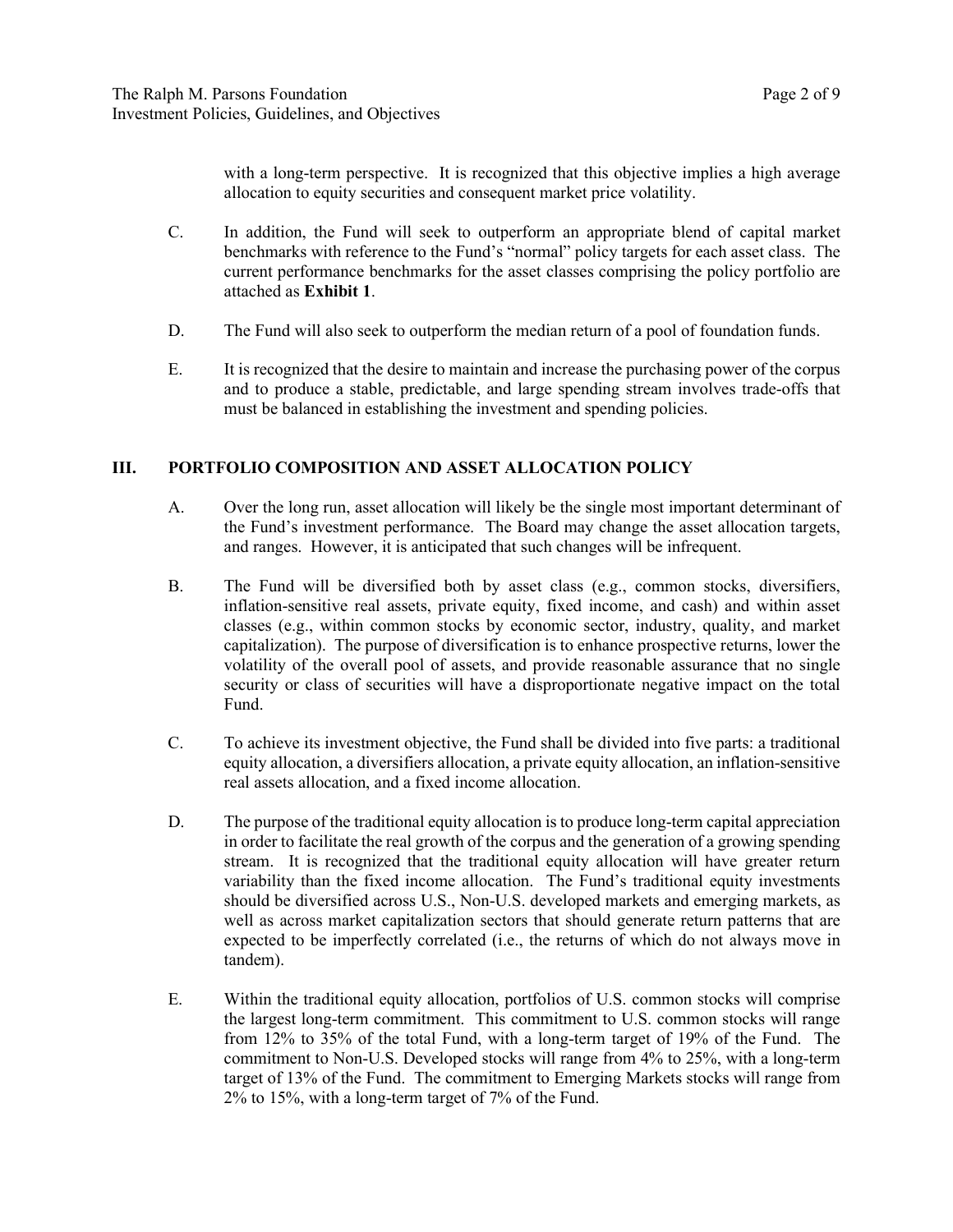with a long-term perspective. It is recognized that this objective implies a high average allocation to equity securities and consequent market price volatility.

C. In addition, the Fund will seek to outperform an appropriate blend of capital market benchmarks with reference to the Fund's "normal" policy targets for each asset class. The current performance benchmarks for the asset classes comprising the policy portfolio are attached as **Exhibit 1**.

D. The Fund will also seek to outperform the median return of a pool of foundation funds.

E. It is recognized that the desire to maintain and increase the purchasing power of the corpus and to produce a stable, predictable, and large spending stream involves trade-offs that must be balanced in establishing the investment and spending policies.

## III. PORTFOLIO COMPOSITION AND ASSET ALLOCATION POLICY

A. Over the long run, asset allocation will likely be the single most important determinant of the Fund's investment performance. The Board may change the asset allocation targets, and ranges. However, it is anticipated that such changes will be infrequent.

B. The Fund will be diversified both by asset class (e.g., common stocks, diversifiers, inflation-sensitive real assets, private equity, fixed income, and cash) and within asset classes (e.g., within common stocks by economic sector, industry, quality, and market capitalization). The purpose of diversification is to enhance prospective returns, lower the volatility of the overall pool of assets, and provide reasonable assurance that no single security or class of securities will have a disproportionate negative impact on the total Fund.

C. To achieve its investment objective, the Fund shall be divided into five parts: a traditional equity allocation, a diversifiers allocation, a private equity allocation, an inflation-sensitive real assets allocation, and a fixed income allocation.

D. The purpose of the traditional equity allocation is to produce long-term capital appreciation in order to facilitate the real growth of the corpus and the generation of a growing spending stream. It is recognized that the traditional equity allocation will have greater return variability than the fixed income allocation. The Fund's traditional equity investments should be diversified across U.S., Non-U.S. developed markets and emerging markets, as well as across market capitalization sectors that should generate return patterns that are expected to be imperfectly correlated (i.e., the returns of which do not always move in tandem).

E. Within the traditional equity allocation, portfolios of U.S. common stocks will comprise the largest long-term commitment. This commitment to U.S. common stocks will range from 12% to 35% of the total Fund, with a long-term target of 19% of the Fund. The commitment to Non-U.S. Developed stocks will range from 4% to 25%, with a long-term target of 13% of the Fund. The commitment to Emerging Markets stocks will range from 2% to 15%, with a long-term target of 7% of the Fund.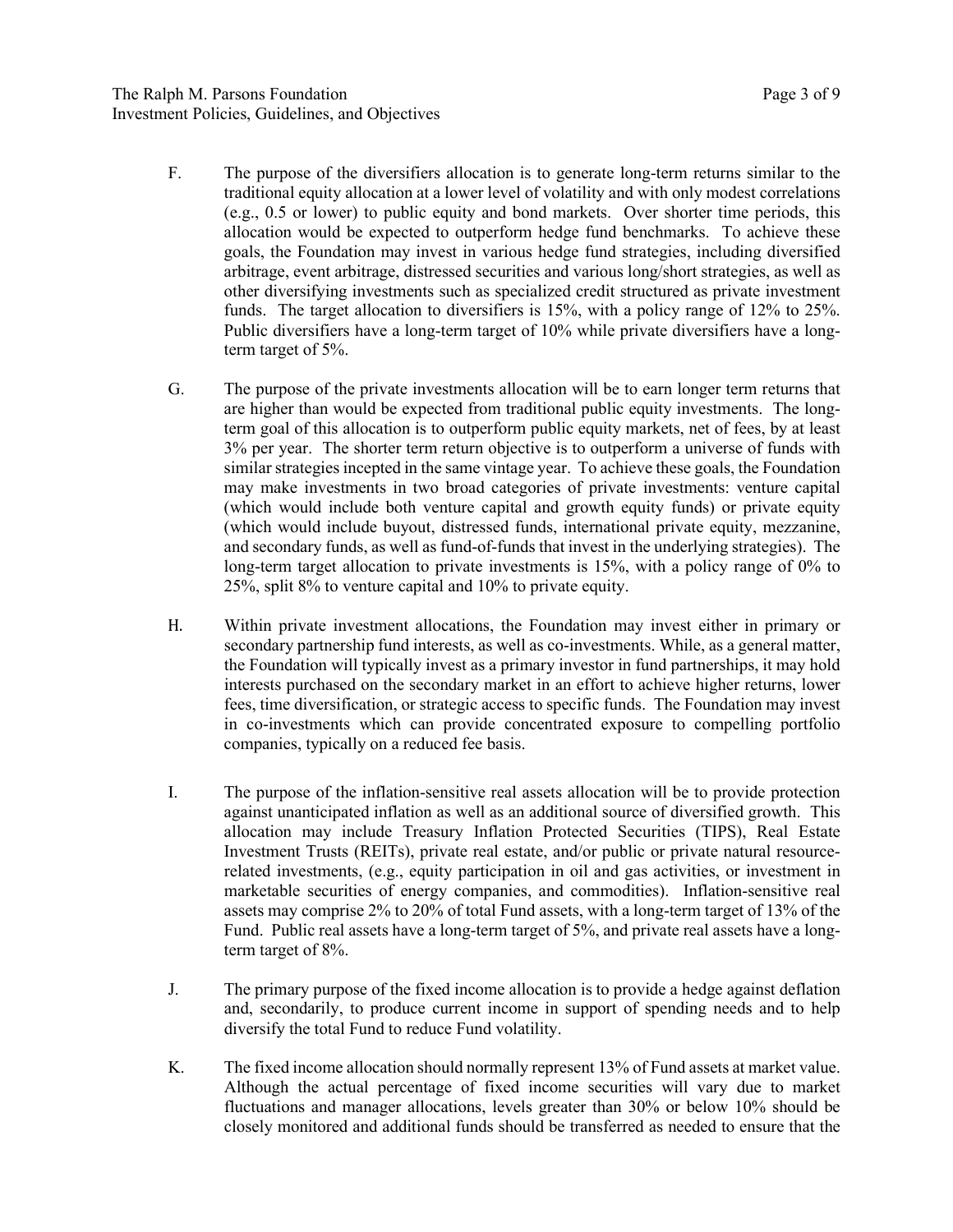F. The purpose of the diversifiers allocation is to generate long-term returns similar to the traditional equity allocation at a lower level of volatility and with only modest correlations (e.g., 0.5 or lower) to public equity and bond markets. Over shorter time periods, this allocation would be expected to outperform hedge fund benchmarks. To achieve these goals, the Foundation may invest in various hedge fund strategies, including diversified arbitrage, event arbitrage, distressed securities and various long/short strategies, as well as other diversifying investments such as specialized credit structured as private investment funds. The target allocation to diversifiers is 15%, with a policy range of 12% to 25%. Public diversifiers have a long-term target of 10% while private diversifiers have a long-term target of 5%.

G. The purpose of the private investments allocation will be to earn longer term returns that are higher than would be expected from traditional public equity investments. The long-term goal of this allocation is to outperform public equity markets, net of fees, by at least 3% per year. The shorter term return objective is to outperform a universe of funds with similar strategies incepted in the same vintage year. To achieve these goals, the Foundation may make investments in two broad categories of private investments: venture capital (which would include both venture capital and growth equity funds) or private equity (which would include buyout, distressed funds, international private equity, mezzanine, and secondary funds, as well as fund-of-funds that invest in the underlying strategies). The long-term target allocation to private investments is 15%, with a policy range of 0% to 25%, split 8% to venture capital and 10% to private equity.

H. Within private investment allocations, the Foundation may invest either in primary or secondary partnership fund interests, as well as co-investments. While, as a general matter, the Foundation will typically invest as a primary investor in fund partnerships, it may hold interests purchased on the secondary market in an effort to achieve higher returns, lower fees, time diversification, or strategic access to specific funds. The Foundation may invest in co-investments which can provide concentrated exposure to compelling portfolio companies, typically on a reduced fee basis.

I. The purpose of the inflation-sensitive real assets allocation will be to provide protection against unanticipated inflation as well as an additional source of diversified growth. This allocation may include Treasury Inflation Protected Securities (TIPS), Real Estate Investment Trusts (REITs), private real estate, and/or public or private natural resource-related investments, (e.g., equity participation in oil and gas activities, or investment in marketable securities of energy companies, and commodities). Inflation-sensitive real assets may comprise 2% to 20% of total Fund assets, with a long-term target of 13% of the Fund. Public real assets have a long-term target of 5%, and private real assets have a long-term target of 8%.

J. The primary purpose of the fixed income allocation is to provide a hedge against deflation and, secondarily, to produce current income in support of spending needs and to help diversify the total Fund to reduce Fund volatility.

K. The fixed income allocation should normally represent 13% of Fund assets at market value. Although the actual percentage of fixed income securities will vary due to market fluctuations and manager allocations, levels greater than 30% or below 10% should be closely monitored and additional funds should be transferred as needed to ensure that the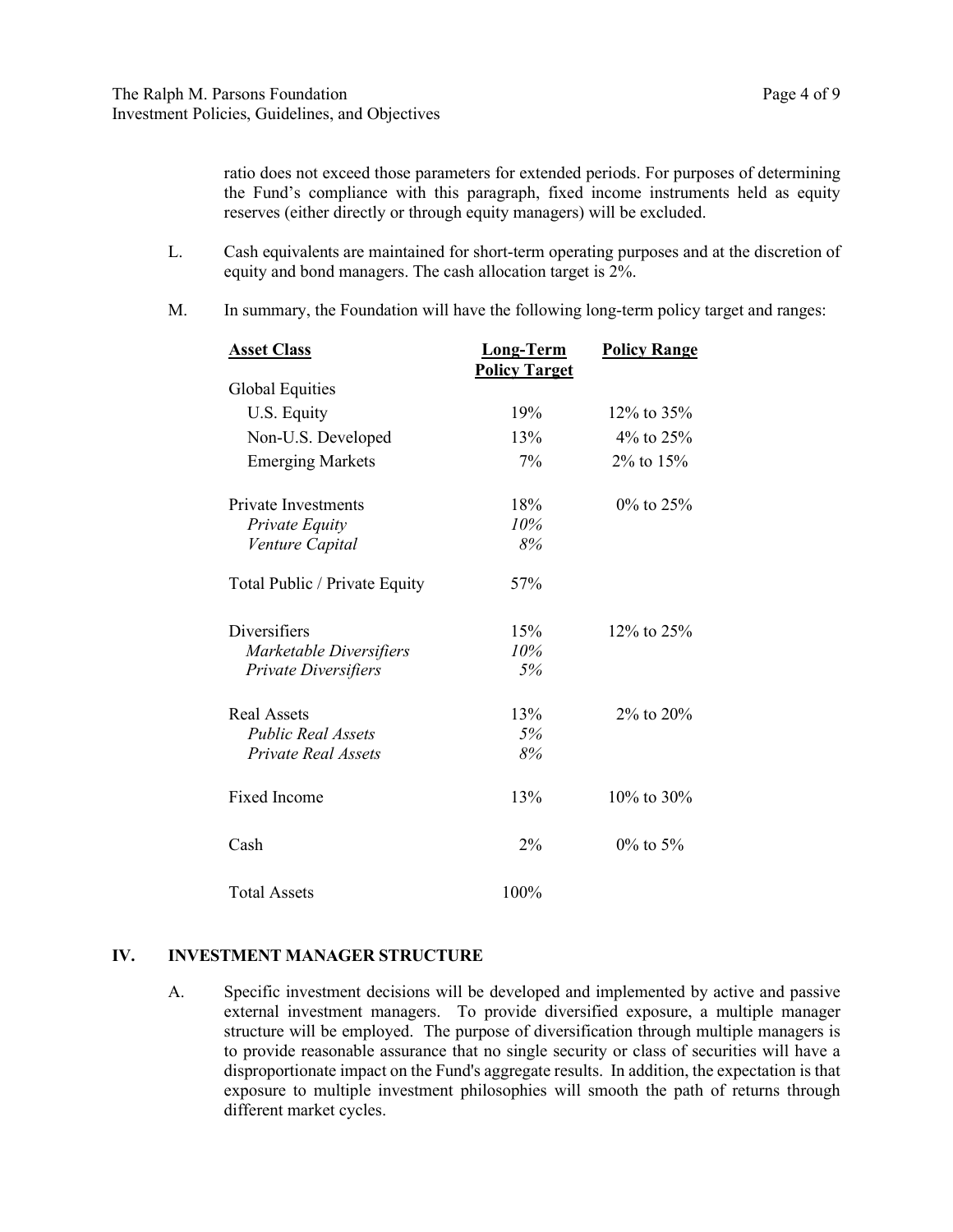ratio does not exceed those parameters for extended periods. For purposes of determining the Fund's compliance with this paragraph, fixed income instruments held as equity reserves (either directly or through equity managers) will be excluded.

L. Cash equivalents are maintained for short-term operating purposes and at the discretion of equity and bond managers. The cash allocation target is 2%.

M. In summary, the Foundation will have the following long-term policy target and ranges:

| Asset Class | Long-Term Policy Target | Policy Range |
|---|---|---|
| Global Equities | | |
| U.S. Equity | 19% | 12% to 35% |
| Non-U.S. Developed | 13% | 4% to 25% |
| Emerging Markets | 7% | 2% to 15% |
| Private Investments | 18% | 0% to 25% |
| *Private Equity* | *10%* | |
| *Venture Capital* | *8%* | |
| Total Public / Private Equity | 57% | |
| Diversifiers | 15% | 12% to 25% |
| *Marketable Diversifiers* | *10%* | |
| *Private Diversifiers* | *5%* | |
| Real Assets | 13% | 2% to 20% |
| *Public Real Assets* | *5%* | |
| *Private Real Assets* | *8%* | |
| Fixed Income | 13% | 10% to 30% |
| Cash | 2% | 0% to 5% |
| Total Assets | 100% | |

## IV. INVESTMENT MANAGER STRUCTURE

A. Specific investment decisions will be developed and implemented by active and passive external investment managers. To provide diversified exposure, a multiple manager structure will be employed. The purpose of diversification through multiple managers is to provide reasonable assurance that no single security or class of securities will have a disproportionate impact on the Fund's aggregate results. In addition, the expectation is that exposure to multiple investment philosophies will smooth the path of returns through different market cycles.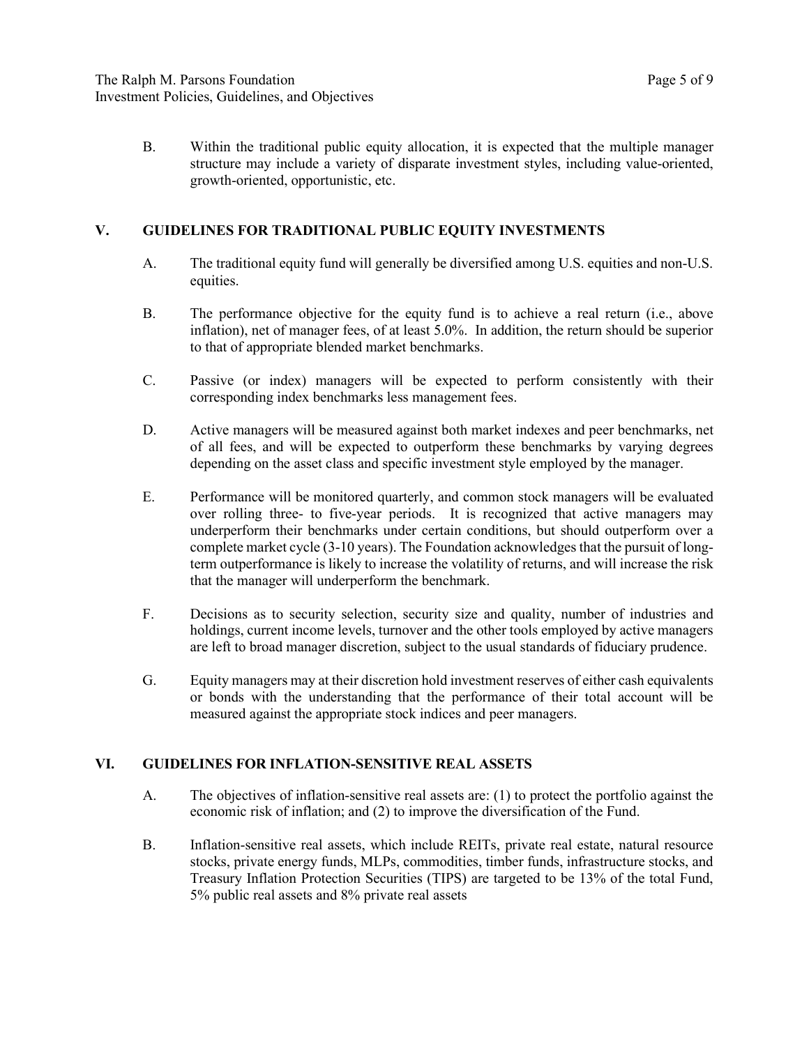B. Within the traditional public equity allocation, it is expected that the multiple manager structure may include a variety of disparate investment styles, including value-oriented, growth-oriented, opportunistic, etc.

## V. GUIDELINES FOR TRADITIONAL PUBLIC EQUITY INVESTMENTS

A. The traditional equity fund will generally be diversified among U.S. equities and non-U.S. equities.

B. The performance objective for the equity fund is to achieve a real return (i.e., above inflation), net of manager fees, of at least 5.0%. In addition, the return should be superior to that of appropriate blended market benchmarks.

C. Passive (or index) managers will be expected to perform consistently with their corresponding index benchmarks less management fees.

D. Active managers will be measured against both market indexes and peer benchmarks, net of all fees, and will be expected to outperform these benchmarks by varying degrees depending on the asset class and specific investment style employed by the manager.

E. Performance will be monitored quarterly, and common stock managers will be evaluated over rolling three- to five-year periods. It is recognized that active managers may underperform their benchmarks under certain conditions, but should outperform over a complete market cycle (3-10 years). The Foundation acknowledges that the pursuit of long-term outperformance is likely to increase the volatility of returns, and will increase the risk that the manager will underperform the benchmark.

F. Decisions as to security selection, security size and quality, number of industries and holdings, current income levels, turnover and the other tools employed by active managers are left to broad manager discretion, subject to the usual standards of fiduciary prudence.

G. Equity managers may at their discretion hold investment reserves of either cash equivalents or bonds with the understanding that the performance of their total account will be measured against the appropriate stock indices and peer managers.

## VI. GUIDELINES FOR INFLATION-SENSITIVE REAL ASSETS

A. The objectives of inflation-sensitive real assets are: (1) to protect the portfolio against the economic risk of inflation; and (2) to improve the diversification of the Fund.

B. Inflation-sensitive real assets, which include REITs, private real estate, natural resource stocks, private energy funds, MLPs, commodities, timber funds, infrastructure stocks, and Treasury Inflation Protection Securities (TIPS) are targeted to be 13% of the total Fund, 5% public real assets and 8% private real assets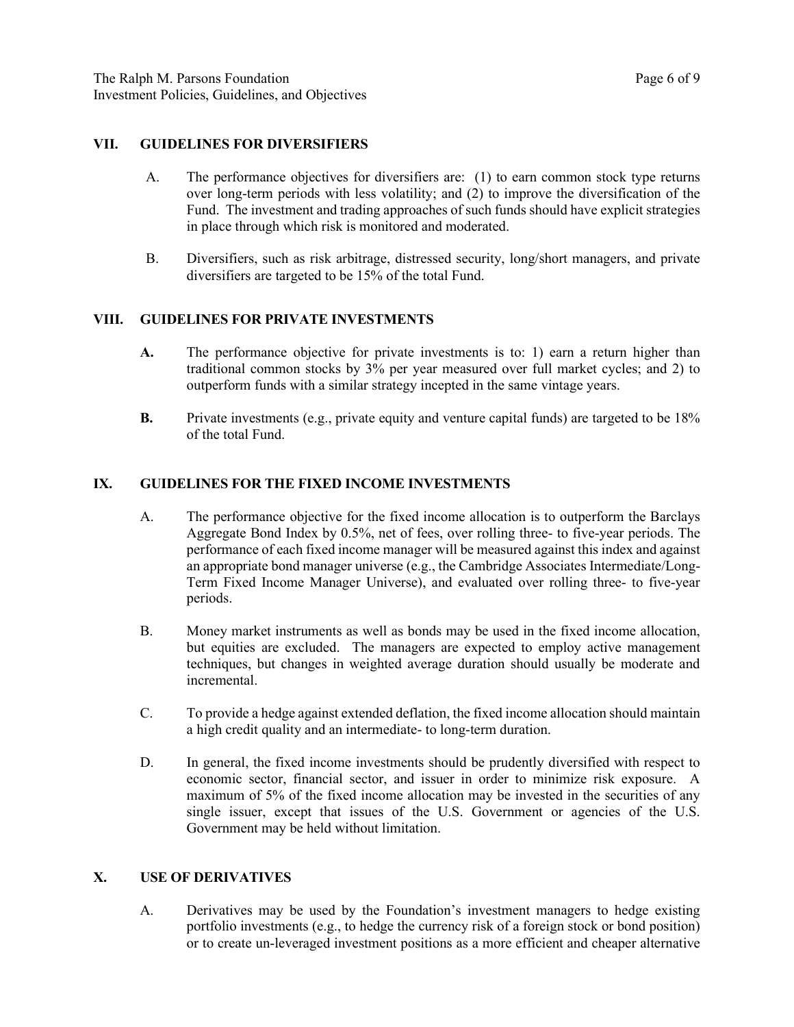## VII. GUIDELINES FOR DIVERSIFIERS

A. The performance objectives for diversifiers are: (1) to earn common stock type returns over long-term periods with less volatility; and (2) to improve the diversification of the Fund. The investment and trading approaches of such funds should have explicit strategies in place through which risk is monitored and moderated.

B. Diversifiers, such as risk arbitrage, distressed security, long/short managers, and private diversifiers are targeted to be 15% of the total Fund.

## VIII. GUIDELINES FOR PRIVATE INVESTMENTS

**A.** The performance objective for private investments is to: 1) earn a return higher than traditional common stocks by 3% per year measured over full market cycles; and 2) to outperform funds with a similar strategy incepted in the same vintage years.

**B.** Private investments (e.g., private equity and venture capital funds) are targeted to be 18% of the total Fund.

## IX. GUIDELINES FOR THE FIXED INCOME INVESTMENTS

A. The performance objective for the fixed income allocation is to outperform the Barclays Aggregate Bond Index by 0.5%, net of fees, over rolling three- to five-year periods. The performance of each fixed income manager will be measured against this index and against an appropriate bond manager universe (e.g., the Cambridge Associates Intermediate/Long-Term Fixed Income Manager Universe), and evaluated over rolling three- to five-year periods.

B. Money market instruments as well as bonds may be used in the fixed income allocation, but equities are excluded. The managers are expected to employ active management techniques, but changes in weighted average duration should usually be moderate and incremental.

C. To provide a hedge against extended deflation, the fixed income allocation should maintain a high credit quality and an intermediate- to long-term duration.

D. In general, the fixed income investments should be prudently diversified with respect to economic sector, financial sector, and issuer in order to minimize risk exposure. A maximum of 5% of the fixed income allocation may be invested in the securities of any single issuer, except that issues of the U.S. Government or agencies of the U.S. Government may be held without limitation.

## X. USE OF DERIVATIVES

A. Derivatives may be used by the Foundation's investment managers to hedge existing portfolio investments (e.g., to hedge the currency risk of a foreign stock or bond position) or to create un-leveraged investment positions as a more efficient and cheaper alternative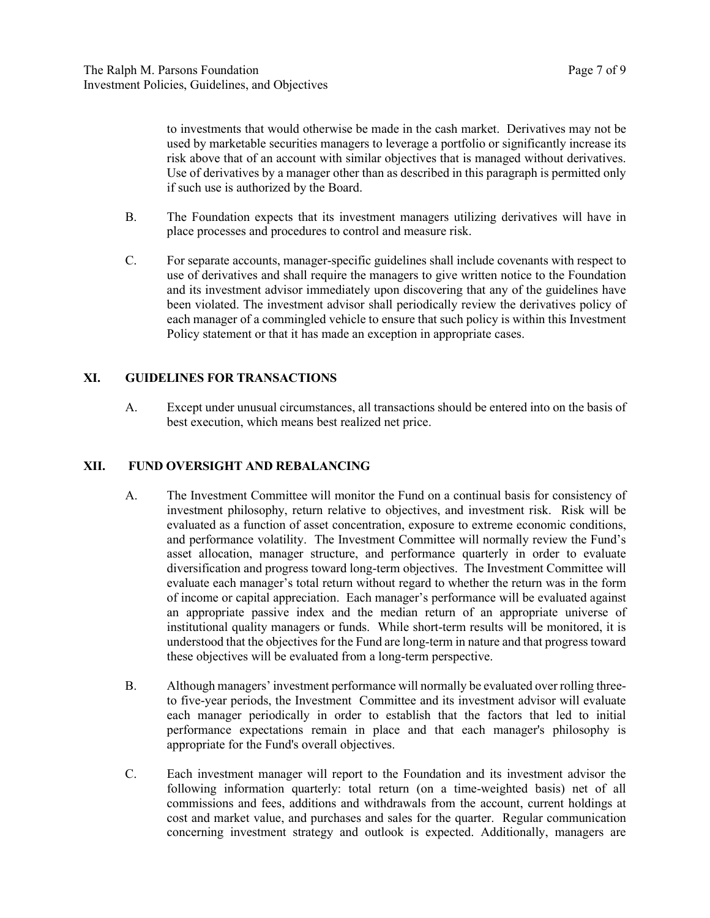to investments that would otherwise be made in the cash market. Derivatives may not be used by marketable securities managers to leverage a portfolio or significantly increase its risk above that of an account with similar objectives that is managed without derivatives. Use of derivatives by a manager other than as described in this paragraph is permitted only if such use is authorized by the Board.

B. The Foundation expects that its investment managers utilizing derivatives will have in place processes and procedures to control and measure risk.

C. For separate accounts, manager-specific guidelines shall include covenants with respect to use of derivatives and shall require the managers to give written notice to the Foundation and its investment advisor immediately upon discovering that any of the guidelines have been violated. The investment advisor shall periodically review the derivatives policy of each manager of a commingled vehicle to ensure that such policy is within this Investment Policy statement or that it has made an exception in appropriate cases.

## XI. GUIDELINES FOR TRANSACTIONS

A. Except under unusual circumstances, all transactions should be entered into on the basis of best execution, which means best realized net price.

## XII. FUND OVERSIGHT AND REBALANCING

A. The Investment Committee will monitor the Fund on a continual basis for consistency of investment philosophy, return relative to objectives, and investment risk. Risk will be evaluated as a function of asset concentration, exposure to extreme economic conditions, and performance volatility. The Investment Committee will normally review the Fund's asset allocation, manager structure, and performance quarterly in order to evaluate diversification and progress toward long-term objectives. The Investment Committee will evaluate each manager's total return without regard to whether the return was in the form of income or capital appreciation. Each manager's performance will be evaluated against an appropriate passive index and the median return of an appropriate universe of institutional quality managers or funds. While short-term results will be monitored, it is understood that the objectives for the Fund are long-term in nature and that progress toward these objectives will be evaluated from a long-term perspective.

B. Although managers' investment performance will normally be evaluated over rolling three- to five-year periods, the Investment Committee and its investment advisor will evaluate each manager periodically in order to establish that the factors that led to initial performance expectations remain in place and that each manager's philosophy is appropriate for the Fund's overall objectives.

C. Each investment manager will report to the Foundation and its investment advisor the following information quarterly: total return (on a time-weighted basis) net of all commissions and fees, additions and withdrawals from the account, current holdings at cost and market value, and purchases and sales for the quarter. Regular communication concerning investment strategy and outlook is expected. Additionally, managers are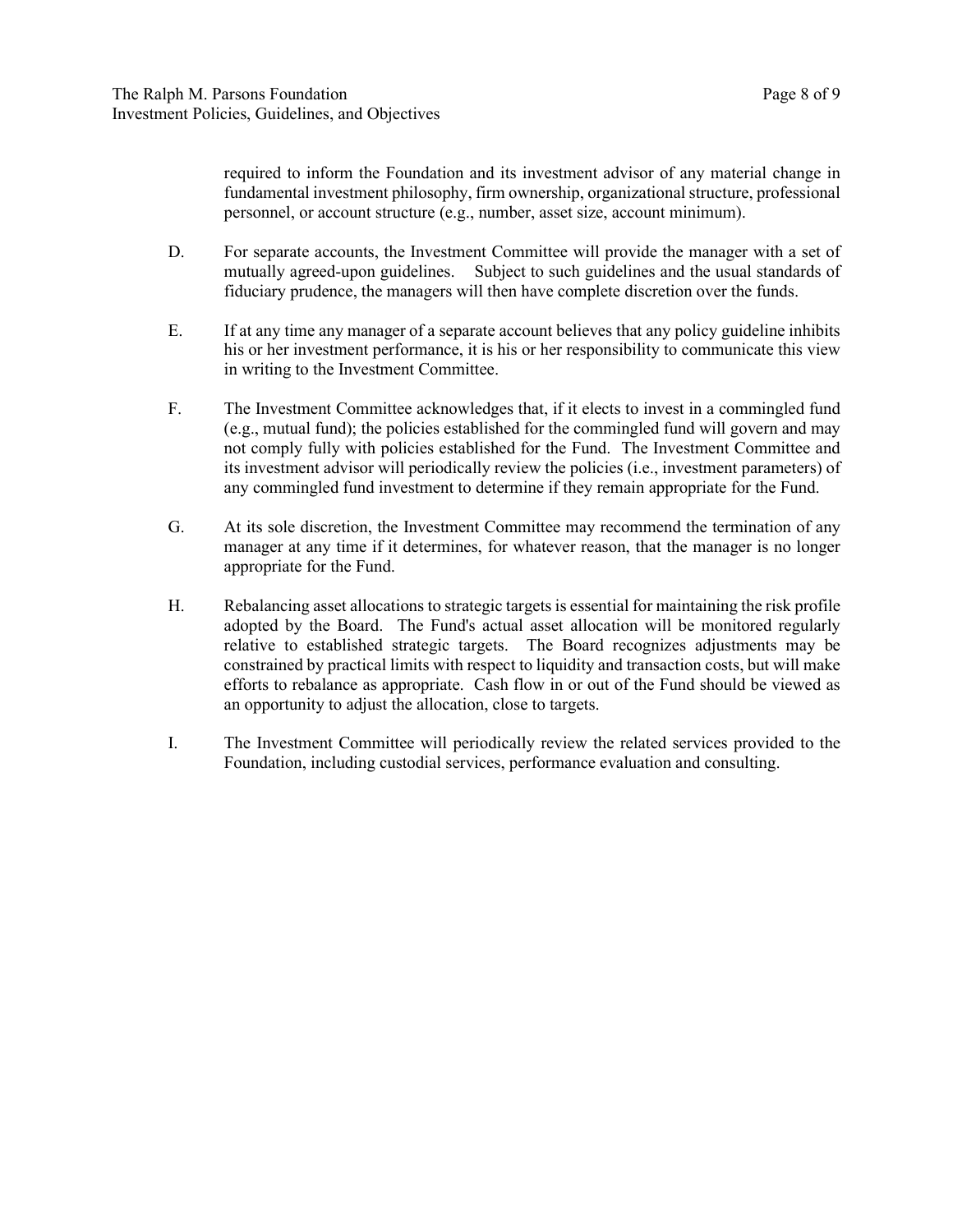required to inform the Foundation and its investment advisor of any material change in fundamental investment philosophy, firm ownership, organizational structure, professional personnel, or account structure (e.g., number, asset size, account minimum).

D. For separate accounts, the Investment Committee will provide the manager with a set of mutually agreed-upon guidelines. Subject to such guidelines and the usual standards of fiduciary prudence, the managers will then have complete discretion over the funds.

E. If at any time any manager of a separate account believes that any policy guideline inhibits his or her investment performance, it is his or her responsibility to communicate this view in writing to the Investment Committee.

F. The Investment Committee acknowledges that, if it elects to invest in a commingled fund (e.g., mutual fund); the policies established for the commingled fund will govern and may not comply fully with policies established for the Fund. The Investment Committee and its investment advisor will periodically review the policies (i.e., investment parameters) of any commingled fund investment to determine if they remain appropriate for the Fund.

G. At its sole discretion, the Investment Committee may recommend the termination of any manager at any time if it determines, for whatever reason, that the manager is no longer appropriate for the Fund.

H. Rebalancing asset allocations to strategic targets is essential for maintaining the risk profile adopted by the Board. The Fund's actual asset allocation will be monitored regularly relative to established strategic targets. The Board recognizes adjustments may be constrained by practical limits with respect to liquidity and transaction costs, but will make efforts to rebalance as appropriate. Cash flow in or out of the Fund should be viewed as an opportunity to adjust the allocation, close to targets.

I. The Investment Committee will periodically review the related services provided to the Foundation, including custodial services, performance evaluation and consulting.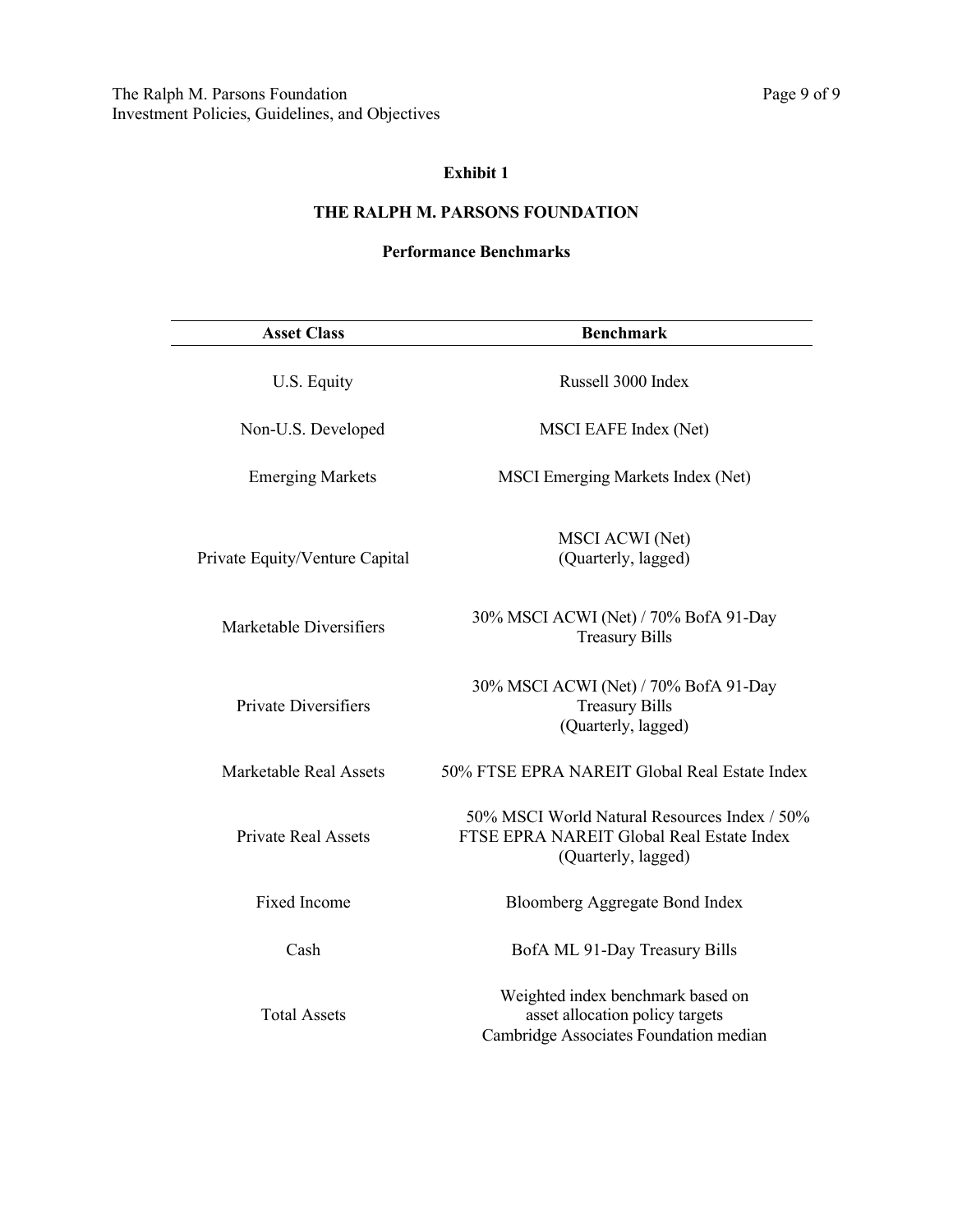**Exhibit 1**

**THE RALPH M. PARSONS FOUNDATION**

**Performance Benchmarks**

| Asset Class | Benchmark |
|---|---|
| U.S. Equity | Russell 3000 Index |
| Non-U.S. Developed | MSCI EAFE Index (Net) |
| Emerging Markets | MSCI Emerging Markets Index (Net) |
| Private Equity/Venture Capital | MSCI ACWI (Net) (Quarterly, lagged) |
| Marketable Diversifiers | 30% MSCI ACWI (Net) / 70% BofA 91-Day Treasury Bills |
| Private Diversifiers | 30% MSCI ACWI (Net) / 70% BofA 91-Day Treasury Bills (Quarterly, lagged) |
| Marketable Real Assets | 50% FTSE EPRA NAREIT Global Real Estate Index |
| Private Real Assets | 50% MSCI World Natural Resources Index / 50% FTSE EPRA NAREIT Global Real Estate Index (Quarterly, lagged) |
| Fixed Income | Bloomberg Aggregate Bond Index |
| Cash | BofA ML 91-Day Treasury Bills |
| Total Assets | Weighted index benchmark based on asset allocation policy targets Cambridge Associates Foundation median |